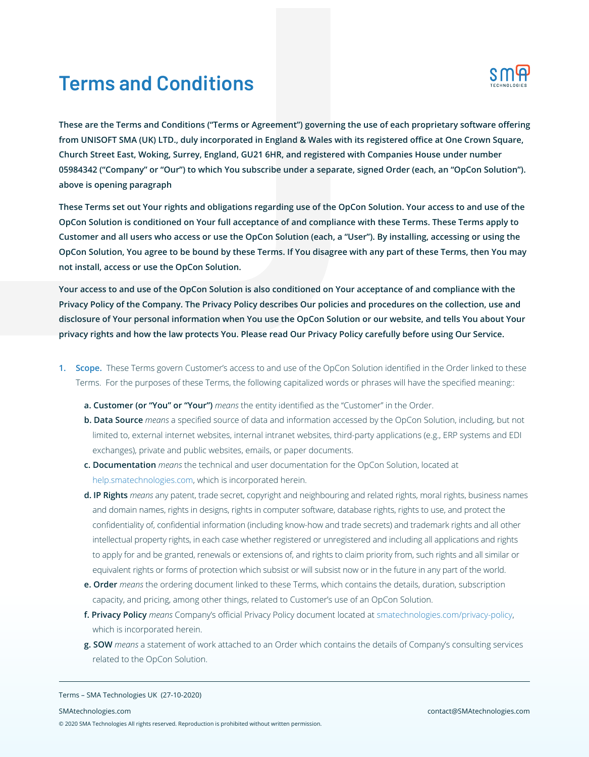# Terms and Conditions

**These are the Terms and Conditions ("Terms or Agreement") governing the use of each proprietary software offering from UNISOFT SMA (UK) LTD., duly incorporated in England & Wales with its registered office at One Crown Square, Church Street East, Woking, Surrey, England, GU21 6HR, and registered with Companies House under number 05984342 ("Company" or "Our") to which You subscribe under a separate, signed Order (each, an "OpCon Solution"). above is opening paragraph**

**These Terms set out Your rights and obligations regarding use of the OpCon Solution. Your access to and use of the OpCon Solution is conditioned on Your full acceptance of and compliance with these Terms. These Terms apply to Customer and all users who access or use the OpCon Solution (each, a "User"). By installing, accessing or using the OpCon Solution, You agree to be bound by these Terms. If You disagree with any part of these Terms, then You may not install, access or use the OpCon Solution.**

**Your access to and use of the OpCon Solution is also conditioned on Your acceptance of and compliance with the Privacy Policy of the Company. The Privacy Policy describes Our policies and procedures on the collection, use and disclosure of Your personal information when You use the OpCon Solution or our website, and tells You about Your privacy rights and how the law protects You. Please read Our Privacy Policy carefully before using Our Service.**

1. **Scope.** These Terms govern Customer's access to and use of the OpCon Solution identified in the Order linked to these Terms. For the purposes of these Terms, the following capitalized words or phrases will have the specified meaning::

   a. **Customer (or "You" or "Your")** *means* the entity identified as the "Customer" in the Order.

   b. **Data Source** *means* a specified source of data and information accessed by the OpCon Solution, including, but not limited to, external internet websites, internal intranet websites, third-party applications (e.g., ERP systems and EDI exchanges), private and public websites, emails, or paper documents.

   c. **Documentation** *means* the technical and user documentation for the OpCon Solution, located at help.smatechnologies.com, which is incorporated herein.

   d. **IP Rights** *means* any patent, trade secret, copyright and neighbouring and related rights, moral rights, business names and domain names, rights in designs, rights in computer software, database rights, rights to use, and protect the confidentiality of, confidential information (including know-how and trade secrets) and trademark rights and all other intellectual property rights, in each case whether registered or unregistered and including all applications and rights to apply for and be granted, renewals or extensions of, and rights to claim priority from, such rights and all similar or equivalent rights or forms of protection which subsist or will subsist now or in the future in any part of the world.

   e. **Order** *means* the ordering document linked to these Terms, which contains the details, duration, subscription capacity, and pricing, among other things, related to Customer's use of an OpCon Solution.

   f. **Privacy Policy** *means* Company's official Privacy Policy document located at smatechnologies.com/privacy-policy, which is incorporated herein.

   g. **SOW** *means* a statement of work attached to an Order which contains the details of Company's consulting services related to the OpCon Solution.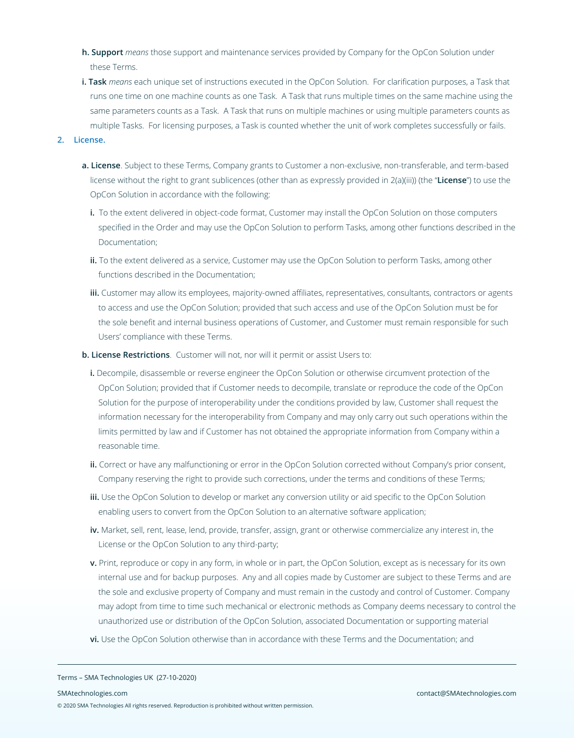**h. Support** *means* those support and maintenance services provided by Company for the OpCon Solution under these Terms.

**i. Task** *means* each unique set of instructions executed in the OpCon Solution. For clarification purposes, a Task that runs one time on one machine counts as one Task. A Task that runs multiple times on the same machine using the same parameters counts as a Task. A Task that runs on multiple machines or using multiple parameters counts as multiple Tasks. For licensing purposes, a Task is counted whether the unit of work completes successfully or fails.

## 2. License.

**a. License**. Subject to these Terms, Company grants to Customer a non-exclusive, non-transferable, and term-based license without the right to grant sublicences (other than as expressly provided in 2(a)(iii)) (the "**License**") to use the OpCon Solution in accordance with the following:

**i.** To the extent delivered in object-code format, Customer may install the OpCon Solution on those computers specified in the Order and may use the OpCon Solution to perform Tasks, among other functions described in the Documentation;

**ii.** To the extent delivered as a service, Customer may use the OpCon Solution to perform Tasks, among other functions described in the Documentation;

**iii.** Customer may allow its employees, majority-owned affiliates, representatives, consultants, contractors or agents to access and use the OpCon Solution; provided that such access and use of the OpCon Solution must be for the sole benefit and internal business operations of Customer, and Customer must remain responsible for such Users' compliance with these Terms.

**b. License Restrictions**. Customer will not, nor will it permit or assist Users to:

**i.** Decompile, disassemble or reverse engineer the OpCon Solution or otherwise circumvent protection of the OpCon Solution; provided that if Customer needs to decompile, translate or reproduce the code of the OpCon Solution for the purpose of interoperability under the conditions provided by law, Customer shall request the information necessary for the interoperability from Company and may only carry out such operations within the limits permitted by law and if Customer has not obtained the appropriate information from Company within a reasonable time.

**ii.** Correct or have any malfunctioning or error in the OpCon Solution corrected without Company's prior consent, Company reserving the right to provide such corrections, under the terms and conditions of these Terms;

**iii.** Use the OpCon Solution to develop or market any conversion utility or aid specific to the OpCon Solution enabling users to convert from the OpCon Solution to an alternative software application;

**iv.** Market, sell, rent, lease, lend, provide, transfer, assign, grant or otherwise commercialize any interest in, the License or the OpCon Solution to any third-party;

**v.** Print, reproduce or copy in any form, in whole or in part, the OpCon Solution, except as is necessary for its own internal use and for backup purposes. Any and all copies made by Customer are subject to these Terms and are the sole and exclusive property of Company and must remain in the custody and control of Customer. Company may adopt from time to time such mechanical or electronic methods as Company deems necessary to control the unauthorized use or distribution of the OpCon Solution, associated Documentation or supporting material

**vi.** Use the OpCon Solution otherwise than in accordance with these Terms and the Documentation; and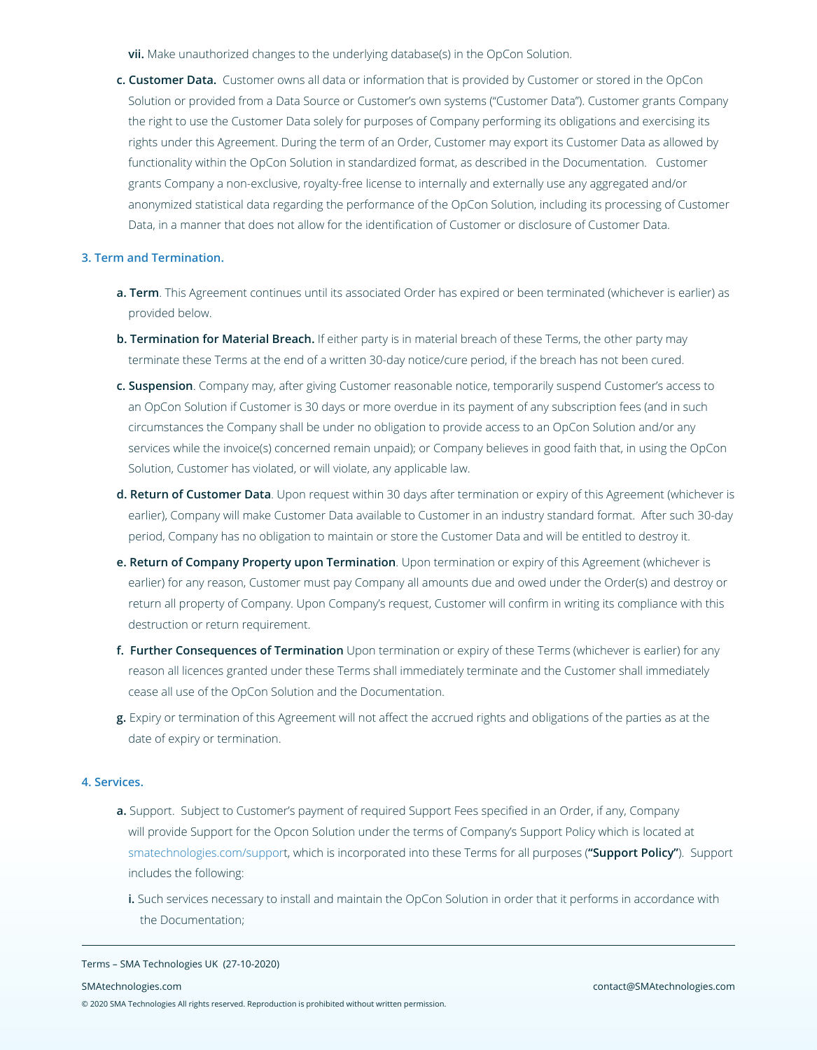**vii.** Make unauthorized changes to the underlying database(s) in the OpCon Solution.

**c. Customer Data.** Customer owns all data or information that is provided by Customer or stored in the OpCon Solution or provided from a Data Source or Customer's own systems ("Customer Data"). Customer grants Company the right to use the Customer Data solely for purposes of Company performing its obligations and exercising its rights under this Agreement. During the term of an Order, Customer may export its Customer Data as allowed by functionality within the OpCon Solution in standardized format, as described in the Documentation. Customer grants Company a non-exclusive, royalty-free license to internally and externally use any aggregated and/or anonymized statistical data regarding the performance of the OpCon Solution, including its processing of Customer Data, in a manner that does not allow for the identification of Customer or disclosure of Customer Data.

## 3. Term and Termination.

**a. Term**. This Agreement continues until its associated Order has expired or been terminated (whichever is earlier) as provided below.

**b. Termination for Material Breach.** If either party is in material breach of these Terms, the other party may terminate these Terms at the end of a written 30-day notice/cure period, if the breach has not been cured.

**c. Suspension**. Company may, after giving Customer reasonable notice, temporarily suspend Customer's access to an OpCon Solution if Customer is 30 days or more overdue in its payment of any subscription fees (and in such circumstances the Company shall be under no obligation to provide access to an OpCon Solution and/or any services while the invoice(s) concerned remain unpaid); or Company believes in good faith that, in using the OpCon Solution, Customer has violated, or will violate, any applicable law.

**d. Return of Customer Data**. Upon request within 30 days after termination or expiry of this Agreement (whichever is earlier), Company will make Customer Data available to Customer in an industry standard format. After such 30-day period, Company has no obligation to maintain or store the Customer Data and will be entitled to destroy it.

**e. Return of Company Property upon Termination**. Upon termination or expiry of this Agreement (whichever is earlier) for any reason, Customer must pay Company all amounts due and owed under the Order(s) and destroy or return all property of Company. Upon Company's request, Customer will confirm in writing its compliance with this destruction or return requirement.

**f. Further Consequences of Termination** Upon termination or expiry of these Terms (whichever is earlier) for any reason all licences granted under these Terms shall immediately terminate and the Customer shall immediately cease all use of the OpCon Solution and the Documentation.

**g.** Expiry or termination of this Agreement will not affect the accrued rights and obligations of the parties as at the date of expiry or termination.

## 4. Services.

**a.** Support. Subject to Customer's payment of required Support Fees specified in an Order, if any, Company will provide Support for the Opcon Solution under the terms of Company's Support Policy which is located at smatechnologies.com/support, which is incorporated into these Terms for all purposes (**"Support Policy"**). Support includes the following:

**i.** Such services necessary to install and maintain the OpCon Solution in order that it performs in accordance with the Documentation;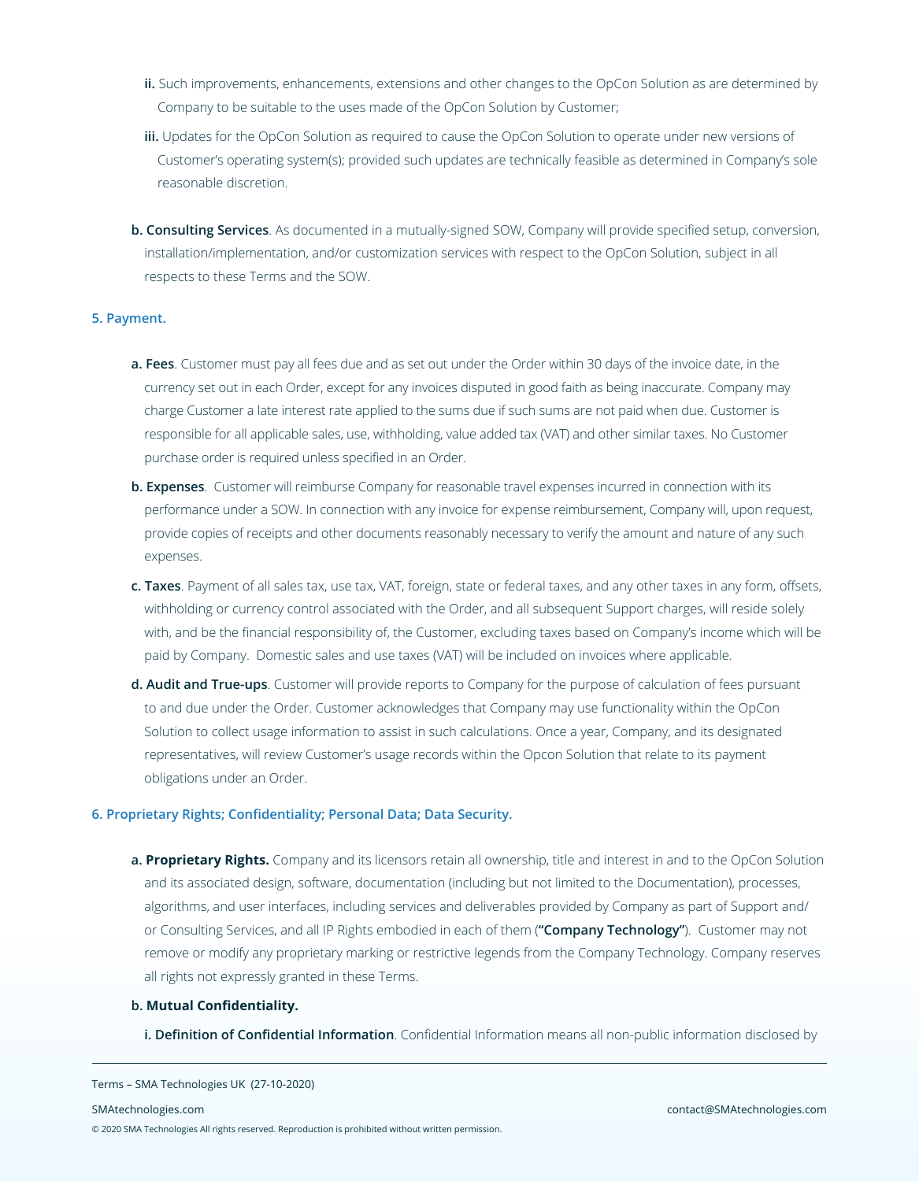ii. Such improvements, enhancements, extensions and other changes to the OpCon Solution as are determined by Company to be suitable to the uses made of the OpCon Solution by Customer;

iii. Updates for the OpCon Solution as required to cause the OpCon Solution to operate under new versions of Customer's operating system(s); provided such updates are technically feasible as determined in Company's sole reasonable discretion.

**b. Consulting Services**. As documented in a mutually-signed SOW, Company will provide specified setup, conversion, installation/implementation, and/or customization services with respect to the OpCon Solution, subject in all respects to these Terms and the SOW.

## 5. Payment.

**a. Fees**. Customer must pay all fees due and as set out under the Order within 30 days of the invoice date, in the currency set out in each Order, except for any invoices disputed in good faith as being inaccurate. Company may charge Customer a late interest rate applied to the sums due if such sums are not paid when due. Customer is responsible for all applicable sales, use, withholding, value added tax (VAT) and other similar taxes. No Customer purchase order is required unless specified in an Order.

**b. Expenses**. Customer will reimburse Company for reasonable travel expenses incurred in connection with its performance under a SOW. In connection with any invoice for expense reimbursement, Company will, upon request, provide copies of receipts and other documents reasonably necessary to verify the amount and nature of any such expenses.

**c. Taxes**. Payment of all sales tax, use tax, VAT, foreign, state or federal taxes, and any other taxes in any form, offsets, withholding or currency control associated with the Order, and all subsequent Support charges, will reside solely with, and be the financial responsibility of, the Customer, excluding taxes based on Company's income which will be paid by Company. Domestic sales and use taxes (VAT) will be included on invoices where applicable.

**d. Audit and True-ups**. Customer will provide reports to Company for the purpose of calculation of fees pursuant to and due under the Order. Customer acknowledges that Company may use functionality within the OpCon Solution to collect usage information to assist in such calculations. Once a year, Company, and its designated representatives, will review Customer's usage records within the Opcon Solution that relate to its payment obligations under an Order.

## 6. Proprietary Rights; Confidentiality; Personal Data; Data Security.

**a. Proprietary Rights.** Company and its licensors retain all ownership, title and interest in and to the OpCon Solution and its associated design, software, documentation (including but not limited to the Documentation), processes, algorithms, and user interfaces, including services and deliverables provided by Company as part of Support and/or Consulting Services, and all IP Rights embodied in each of them (**"Company Technology"**). Customer may not remove or modify any proprietary marking or restrictive legends from the Company Technology. Company reserves all rights not expressly granted in these Terms.

**b. Mutual Confidentiality.**

**i. Definition of Confidential Information**. Confidential Information means all non-public information disclosed by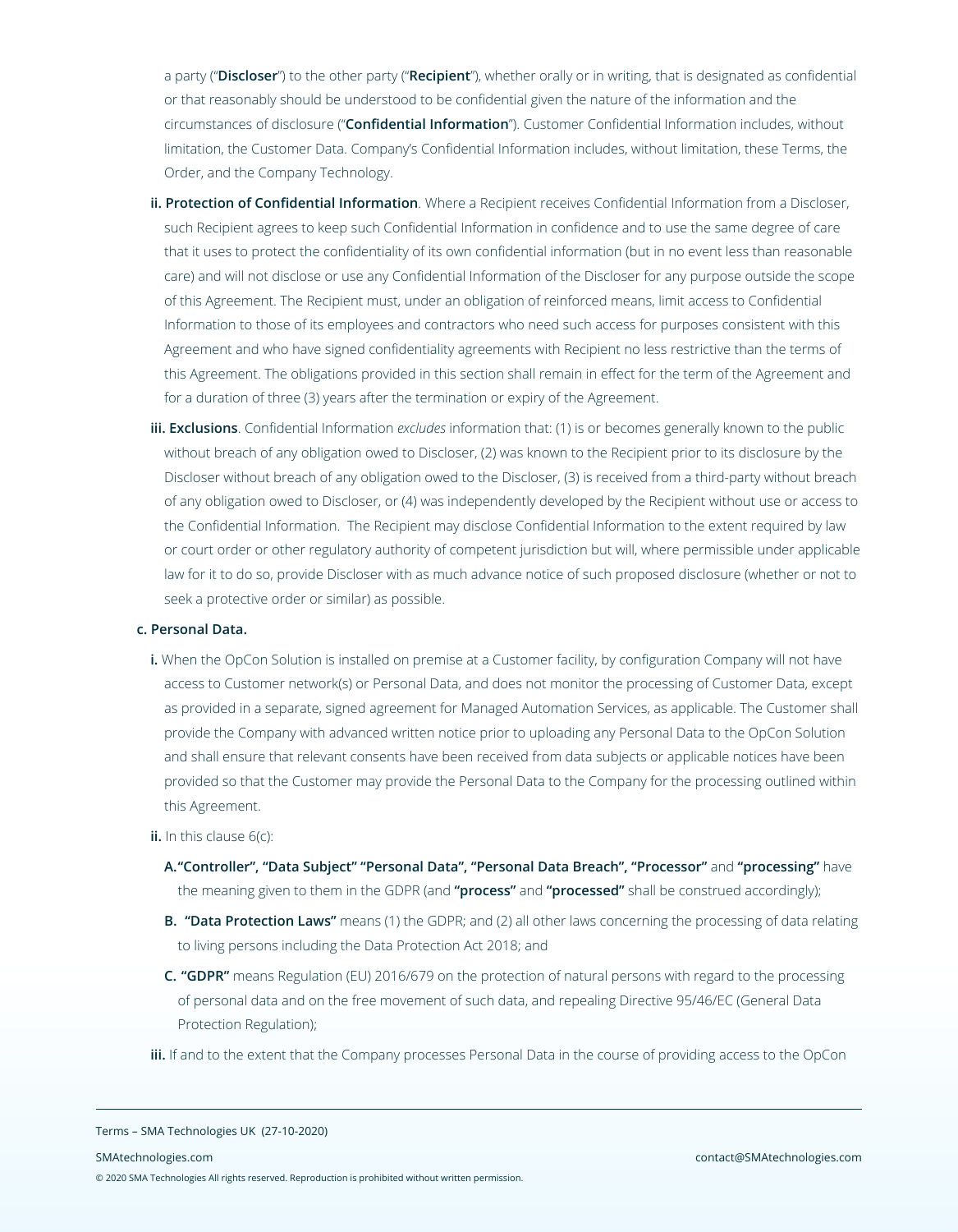a party ("**Discloser**") to the other party ("**Recipient**"), whether orally or in writing, that is designated as confidential or that reasonably should be understood to be confidential given the nature of the information and the circumstances of disclosure ("**Confidential Information**"). Customer Confidential Information includes, without limitation, the Customer Data. Company's Confidential Information includes, without limitation, these Terms, the Order, and the Company Technology.

**ii. Protection of Confidential Information**. Where a Recipient receives Confidential Information from a Discloser, such Recipient agrees to keep such Confidential Information in confidence and to use the same degree of care that it uses to protect the confidentiality of its own confidential information (but in no event less than reasonable care) and will not disclose or use any Confidential Information of the Discloser for any purpose outside the scope of this Agreement. The Recipient must, under an obligation of reinforced means, limit access to Confidential Information to those of its employees and contractors who need such access for purposes consistent with this Agreement and who have signed confidentiality agreements with Recipient no less restrictive than the terms of this Agreement. The obligations provided in this section shall remain in effect for the term of the Agreement and for a duration of three (3) years after the termination or expiry of the Agreement.

**iii. Exclusions**. Confidential Information *excludes* information that: (1) is or becomes generally known to the public without breach of any obligation owed to Discloser, (2) was known to the Recipient prior to its disclosure by the Discloser without breach of any obligation owed to the Discloser, (3) is received from a third-party without breach of any obligation owed to Discloser, or (4) was independently developed by the Recipient without use or access to the Confidential Information. The Recipient may disclose Confidential Information to the extent required by law or court order or other regulatory authority of competent jurisdiction but will, where permissible under applicable law for it to do so, provide Discloser with as much advance notice of such proposed disclosure (whether or not to seek a protective order or similar) as possible.

**c. Personal Data.**

**i.** When the OpCon Solution is installed on premise at a Customer facility, by configuration Company will not have access to Customer network(s) or Personal Data, and does not monitor the processing of Customer Data, except as provided in a separate, signed agreement for Managed Automation Services, as applicable. The Customer shall provide the Company with advanced written notice prior to uploading any Personal Data to the OpCon Solution and shall ensure that relevant consents have been received from data subjects or applicable notices have been provided so that the Customer may provide the Personal Data to the Company for the processing outlined within this Agreement.

**ii.** In this clause 6(c):

**A. "Controller", "Data Subject" "Personal Data", "Personal Data Breach", "Processor"** and **"processing"** have the meaning given to them in the GDPR (and **"process"** and **"processed"** shall be construed accordingly);

**B. "Data Protection Laws"** means (1) the GDPR; and (2) all other laws concerning the processing of data relating to living persons including the Data Protection Act 2018; and

**C. "GDPR"** means Regulation (EU) 2016/679 on the protection of natural persons with regard to the processing of personal data and on the free movement of such data, and repealing Directive 95/46/EC (General Data Protection Regulation);

**iii.** If and to the extent that the Company processes Personal Data in the course of providing access to the OpCon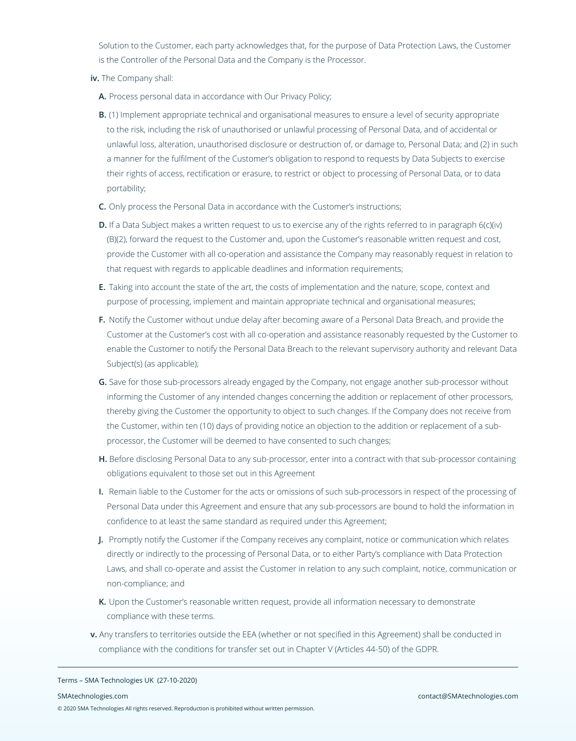Solution to the Customer, each party acknowledges that, for the purpose of Data Protection Laws, the Customer is the Controller of the Personal Data and the Company is the Processor.

**iv.** The Company shall:

**A.** Process personal data in accordance with Our Privacy Policy;

**B.** (1) Implement appropriate technical and organisational measures to ensure a level of security appropriate to the risk, including the risk of unauthorised or unlawful processing of Personal Data, and of accidental or unlawful loss, alteration, unauthorised disclosure or destruction of, or damage to, Personal Data; and (2) in such a manner for the fulfilment of the Customer's obligation to respond to requests by Data Subjects to exercise their rights of access, rectification or erasure, to restrict or object to processing of Personal Data, or to data portability;

**C.** Only process the Personal Data in accordance with the Customer's instructions;

**D.** If a Data Subject makes a written request to us to exercise any of the rights referred to in paragraph 6(c)(iv)(B)(2), forward the request to the Customer and, upon the Customer's reasonable written request and cost, provide the Customer with all co-operation and assistance the Company may reasonably request in relation to that request with regards to applicable deadlines and information requirements;

**E.** Taking into account the state of the art, the costs of implementation and the nature, scope, context and purpose of processing, implement and maintain appropriate technical and organisational measures;

**F.** Notify the Customer without undue delay after becoming aware of a Personal Data Breach, and provide the Customer at the Customer's cost with all co-operation and assistance reasonably requested by the Customer to enable the Customer to notify the Personal Data Breach to the relevant supervisory authority and relevant Data Subject(s) (as applicable);

**G.** Save for those sub-processors already engaged by the Company, not engage another sub-processor without informing the Customer of any intended changes concerning the addition or replacement of other processors, thereby giving the Customer the opportunity to object to such changes. If the Company does not receive from the Customer, within ten (10) days of providing notice an objection to the addition or replacement of a sub-processor, the Customer will be deemed to have consented to such changes;

**H.** Before disclosing Personal Data to any sub-processor, enter into a contract with that sub-processor containing obligations equivalent to those set out in this Agreement

**I.** Remain liable to the Customer for the acts or omissions of such sub-processors in respect of the processing of Personal Data under this Agreement and ensure that any sub-processors are bound to hold the information in confidence to at least the same standard as required under this Agreement;

**J.** Promptly notify the Customer if the Company receives any complaint, notice or communication which relates directly or indirectly to the processing of Personal Data, or to either Party's compliance with Data Protection Laws, and shall co-operate and assist the Customer in relation to any such complaint, notice, communication or non-compliance; and

**K.** Upon the Customer's reasonable written request, provide all information necessary to demonstrate compliance with these terms.

**v.** Any transfers to territories outside the EEA (whether or not specified in this Agreement) shall be conducted in compliance with the conditions for transfer set out in Chapter V (Articles 44-50) of the GDPR.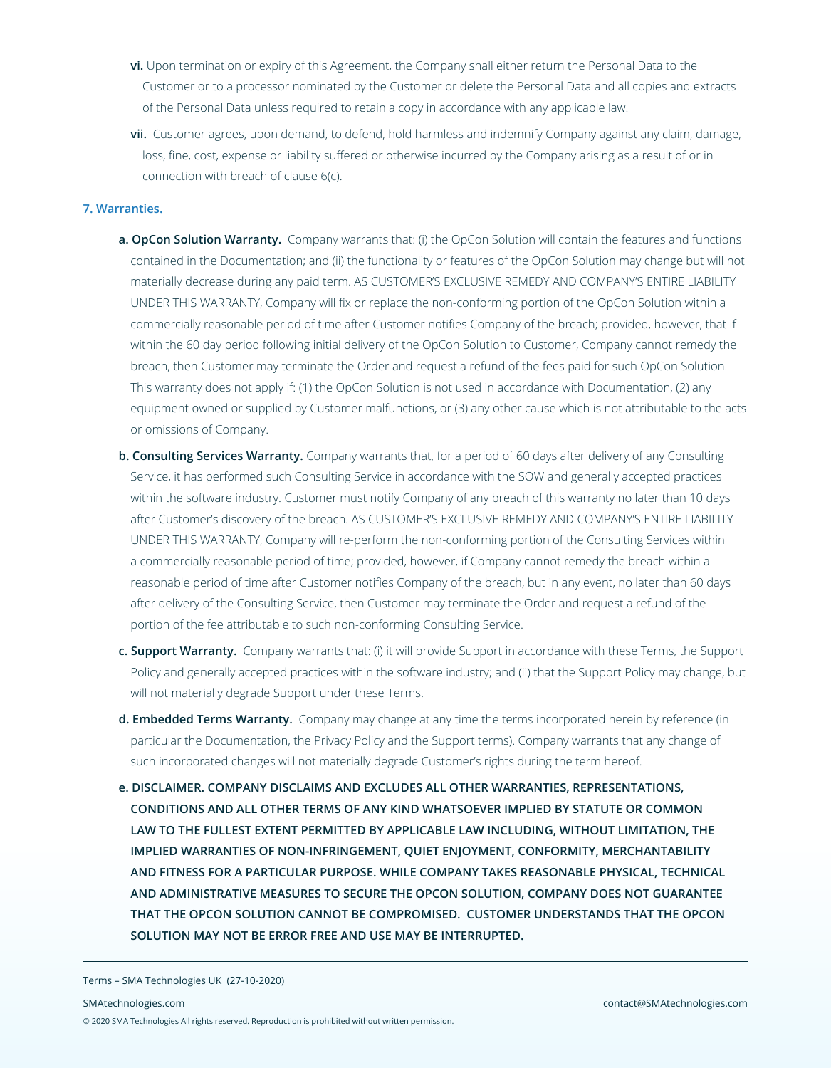vi. Upon termination or expiry of this Agreement, the Company shall either return the Personal Data to the Customer or to a processor nominated by the Customer or delete the Personal Data and all copies and extracts of the Personal Data unless required to retain a copy in accordance with any applicable law.

vii. Customer agrees, upon demand, to defend, hold harmless and indemnify Company against any claim, damage, loss, fine, cost, expense or liability suffered or otherwise incurred by the Company arising as a result of or in connection with breach of clause 6(c).

## 7. Warranties.

a. **OpCon Solution Warranty.** Company warrants that: (i) the OpCon Solution will contain the features and functions contained in the Documentation; and (ii) the functionality or features of the OpCon Solution may change but will not materially decrease during any paid term. AS CUSTOMER'S EXCLUSIVE REMEDY AND COMPANY'S ENTIRE LIABILITY UNDER THIS WARRANTY, Company will fix or replace the non-conforming portion of the OpCon Solution within a commercially reasonable period of time after Customer notifies Company of the breach; provided, however, that if within the 60 day period following initial delivery of the OpCon Solution to Customer, Company cannot remedy the breach, then Customer may terminate the Order and request a refund of the fees paid for such OpCon Solution. This warranty does not apply if: (1) the OpCon Solution is not used in accordance with Documentation, (2) any equipment owned or supplied by Customer malfunctions, or (3) any other cause which is not attributable to the acts or omissions of Company.

b. **Consulting Services Warranty.** Company warrants that, for a period of 60 days after delivery of any Consulting Service, it has performed such Consulting Service in accordance with the SOW and generally accepted practices within the software industry. Customer must notify Company of any breach of this warranty no later than 10 days after Customer's discovery of the breach. AS CUSTOMER'S EXCLUSIVE REMEDY AND COMPANY'S ENTIRE LIABILITY UNDER THIS WARRANTY, Company will re-perform the non-conforming portion of the Consulting Services within a commercially reasonable period of time; provided, however, if Company cannot remedy the breach within a reasonable period of time after Customer notifies Company of the breach, but in any event, no later than 60 days after delivery of the Consulting Service, then Customer may terminate the Order and request a refund of the portion of the fee attributable to such non-conforming Consulting Service.

c. **Support Warranty.** Company warrants that: (i) it will provide Support in accordance with these Terms, the Support Policy and generally accepted practices within the software industry; and (ii) that the Support Policy may change, but will not materially degrade Support under these Terms.

d. **Embedded Terms Warranty.** Company may change at any time the terms incorporated herein by reference (in particular the Documentation, the Privacy Policy and the Support terms). Company warrants that any change of such incorporated changes will not materially degrade Customer's rights during the term hereof.

e. **DISCLAIMER. COMPANY DISCLAIMS AND EXCLUDES ALL OTHER WARRANTIES, REPRESENTATIONS, CONDITIONS AND ALL OTHER TERMS OF ANY KIND WHATSOEVER IMPLIED BY STATUTE OR COMMON LAW TO THE FULLEST EXTENT PERMITTED BY APPLICABLE LAW INCLUDING, WITHOUT LIMITATION, THE IMPLIED WARRANTIES OF NON-INFRINGEMENT, QUIET ENJOYMENT, CONFORMITY, MERCHANTABILITY AND FITNESS FOR A PARTICULAR PURPOSE. WHILE COMPANY TAKES REASONABLE PHYSICAL, TECHNICAL AND ADMINISTRATIVE MEASURES TO SECURE THE OPCON SOLUTION, COMPANY DOES NOT GUARANTEE THAT THE OPCON SOLUTION CANNOT BE COMPROMISED. CUSTOMER UNDERSTANDS THAT THE OPCON SOLUTION MAY NOT BE ERROR FREE AND USE MAY BE INTERRUPTED.**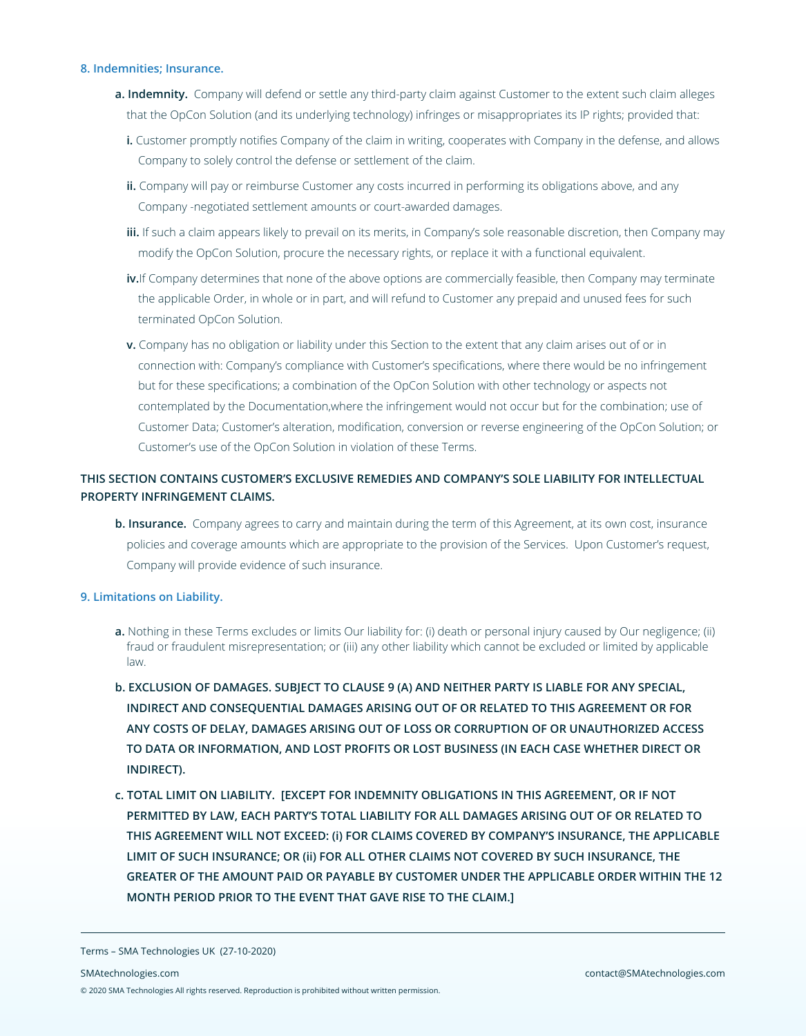## 8. Indemnities; Insurance.

**a. Indemnity.** Company will defend or settle any third-party claim against Customer to the extent such claim alleges that the OpCon Solution (and its underlying technology) infringes or misappropriates its IP rights; provided that:

**i.** Customer promptly notifies Company of the claim in writing, cooperates with Company in the defense, and allows Company to solely control the defense or settlement of the claim.

**ii.** Company will pay or reimburse Customer any costs incurred in performing its obligations above, and any Company -negotiated settlement amounts or court-awarded damages.

**iii.** If such a claim appears likely to prevail on its merits, in Company's sole reasonable discretion, then Company may modify the OpCon Solution, procure the necessary rights, or replace it with a functional equivalent.

**iv.**If Company determines that none of the above options are commercially feasible, then Company may terminate the applicable Order, in whole or in part, and will refund to Customer any prepaid and unused fees for such terminated OpCon Solution.

**v.** Company has no obligation or liability under this Section to the extent that any claim arises out of or in connection with: Company's compliance with Customer's specifications, where there would be no infringement but for these specifications; a combination of the OpCon Solution with other technology or aspects not contemplated by the Documentation,where the infringement would not occur but for the combination; use of Customer Data; Customer's alteration, modification, conversion or reverse engineering of the OpCon Solution; or Customer's use of the OpCon Solution in violation of these Terms.

**THIS SECTION CONTAINS CUSTOMER'S EXCLUSIVE REMEDIES AND COMPANY'S SOLE LIABILITY FOR INTELLECTUAL PROPERTY INFRINGEMENT CLAIMS.**

**b. Insurance.** Company agrees to carry and maintain during the term of this Agreement, at its own cost, insurance policies and coverage amounts which are appropriate to the provision of the Services. Upon Customer's request, Company will provide evidence of such insurance.

## 9. Limitations on Liability.

**a.** Nothing in these Terms excludes or limits Our liability for: (i) death or personal injury caused by Our negligence; (ii) fraud or fraudulent misrepresentation; or (iii) any other liability which cannot be excluded or limited by applicable law.

**b. EXCLUSION OF DAMAGES. SUBJECT TO CLAUSE 9 (A) AND NEITHER PARTY IS LIABLE FOR ANY SPECIAL, INDIRECT AND CONSEQUENTIAL DAMAGES ARISING OUT OF OR RELATED TO THIS AGREEMENT OR FOR ANY COSTS OF DELAY, DAMAGES ARISING OUT OF LOSS OR CORRUPTION OF OR UNAUTHORIZED ACCESS TO DATA OR INFORMATION, AND LOST PROFITS OR LOST BUSINESS (IN EACH CASE WHETHER DIRECT OR INDIRECT).**

**c. TOTAL LIMIT ON LIABILITY. [EXCEPT FOR INDEMNITY OBLIGATIONS IN THIS AGREEMENT, OR IF NOT PERMITTED BY LAW, EACH PARTY'S TOTAL LIABILITY FOR ALL DAMAGES ARISING OUT OF OR RELATED TO THIS AGREEMENT WILL NOT EXCEED: (i) FOR CLAIMS COVERED BY COMPANY'S INSURANCE, THE APPLICABLE LIMIT OF SUCH INSURANCE; OR (ii) FOR ALL OTHER CLAIMS NOT COVERED BY SUCH INSURANCE, THE GREATER OF THE AMOUNT PAID OR PAYABLE BY CUSTOMER UNDER THE APPLICABLE ORDER WITHIN THE 12 MONTH PERIOD PRIOR TO THE EVENT THAT GAVE RISE TO THE CLAIM.]**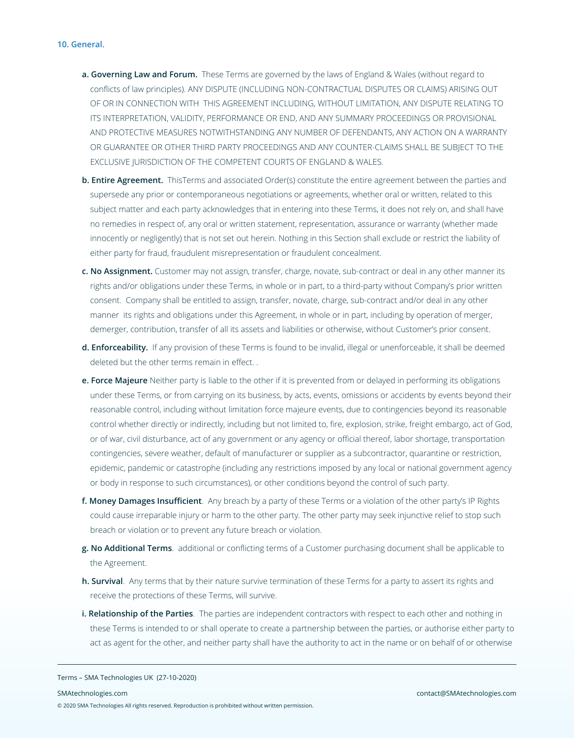**10. General.**

**a. Governing Law and Forum.** These Terms are governed by the laws of England & Wales (without regard to conflicts of law principles). ANY DISPUTE (INCLUDING NON-CONTRACTUAL DISPUTES OR CLAIMS) ARISING OUT OF OR IN CONNECTION WITH THIS AGREEMENT INCLUDING, WITHOUT LIMITATION, ANY DISPUTE RELATING TO ITS INTERPRETATION, VALIDITY, PERFORMANCE OR END, AND ANY SUMMARY PROCEEDINGS OR PROVISIONAL AND PROTECTIVE MEASURES NOTWITHSTANDING ANY NUMBER OF DEFENDANTS, ANY ACTION ON A WARRANTY OR GUARANTEE OR OTHER THIRD PARTY PROCEEDINGS AND ANY COUNTER-CLAIMS SHALL BE SUBJECT TO THE EXCLUSIVE JURISDICTION OF THE COMPETENT COURTS OF ENGLAND & WALES.

**b. Entire Agreement.** ThisTerms and associated Order(s) constitute the entire agreement between the parties and supersede any prior or contemporaneous negotiations or agreements, whether oral or written, related to this subject matter and each party acknowledges that in entering into these Terms, it does not rely on, and shall have no remedies in respect of, any oral or written statement, representation, assurance or warranty (whether made innocently or negligently) that is not set out herein. Nothing in this Section shall exclude or restrict the liability of either party for fraud, fraudulent misrepresentation or fraudulent concealment.

**c. No Assignment.** Customer may not assign, transfer, charge, novate, sub-contract or deal in any other manner its rights and/or obligations under these Terms, in whole or in part, to a third-party without Company's prior written consent. Company shall be entitled to assign, transfer, novate, charge, sub-contract and/or deal in any other manner its rights and obligations under this Agreement, in whole or in part, including by operation of merger, demerger, contribution, transfer of all its assets and liabilities or otherwise, without Customer's prior consent.

**d. Enforceability.** If any provision of these Terms is found to be invalid, illegal or unenforceable, it shall be deemed deleted but the other terms remain in effect. .

**e. Force Majeure** Neither party is liable to the other if it is prevented from or delayed in performing its obligations under these Terms, or from carrying on its business, by acts, events, omissions or accidents by events beyond their reasonable control, including without limitation force majeure events, due to contingencies beyond its reasonable control whether directly or indirectly, including but not limited to, fire, explosion, strike, freight embargo, act of God, or of war, civil disturbance, act of any government or any agency or official thereof, labor shortage, transportation contingencies, severe weather, default of manufacturer or supplier as a subcontractor, quarantine or restriction, epidemic, pandemic or catastrophe (including any restrictions imposed by any local or national government agency or body in response to such circumstances), or other conditions beyond the control of such party.

**f. Money Damages Insufficient**. Any breach by a party of these Terms or a violation of the other party's IP Rights could cause irreparable injury or harm to the other party. The other party may seek injunctive relief to stop such breach or violation or to prevent any future breach or violation.

**g. No Additional Terms**. additional or conflicting terms of a Customer purchasing document shall be applicable to the Agreement.

**h. Survival**. Any terms that by their nature survive termination of these Terms for a party to assert its rights and receive the protections of these Terms, will survive.

**i. Relationship of the Parties**. The parties are independent contractors with respect to each other and nothing in these Terms is intended to or shall operate to create a partnership between the parties, or authorise either party to act as agent for the other, and neither party shall have the authority to act in the name or on behalf of or otherwise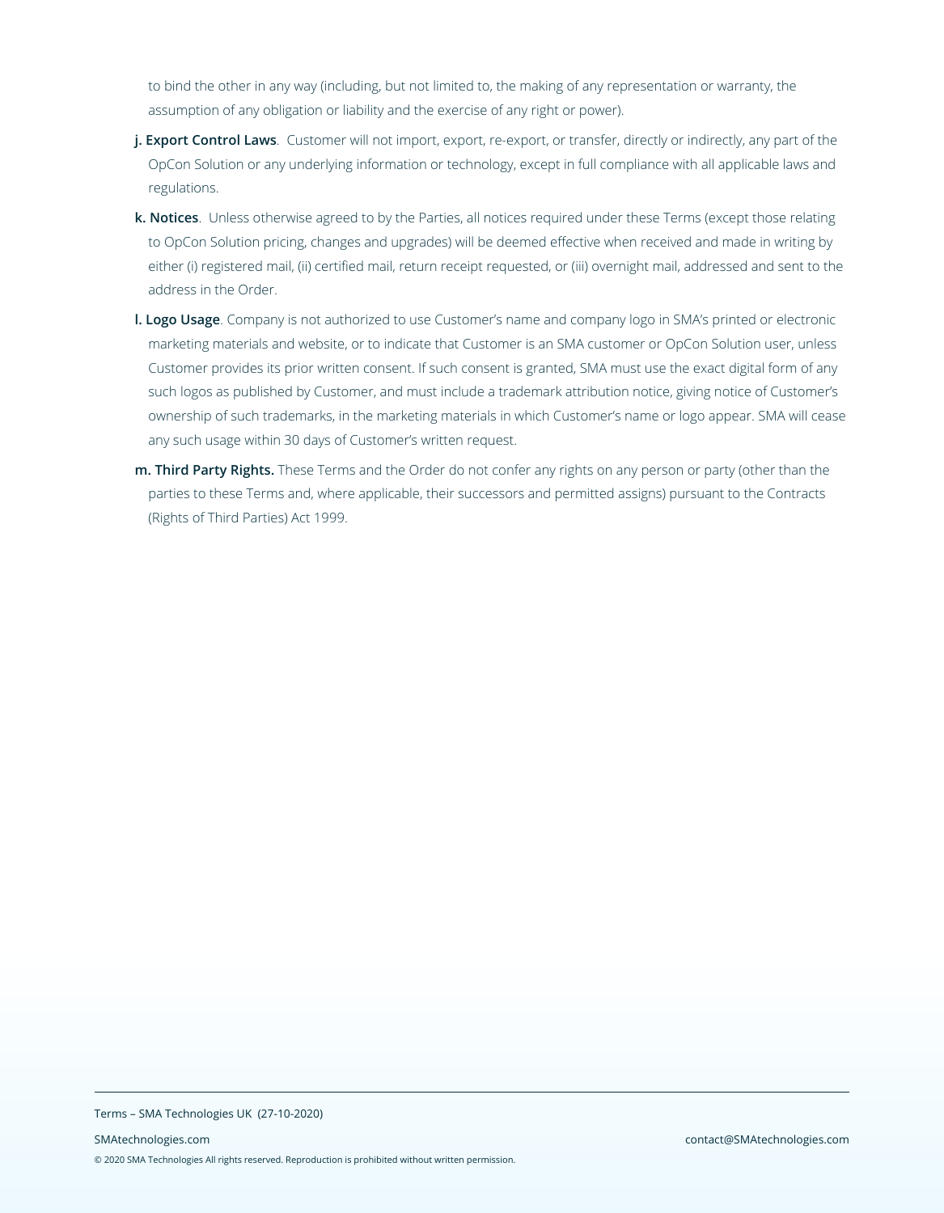to bind the other in any way (including, but not limited to, the making of any representation or warranty, the assumption of any obligation or liability and the exercise of any right or power).

**j. Export Control Laws**. Customer will not import, export, re-export, or transfer, directly or indirectly, any part of the OpCon Solution or any underlying information or technology, except in full compliance with all applicable laws and regulations.

**k. Notices**. Unless otherwise agreed to by the Parties, all notices required under these Terms (except those relating to OpCon Solution pricing, changes and upgrades) will be deemed effective when received and made in writing by either (i) registered mail, (ii) certified mail, return receipt requested, or (iii) overnight mail, addressed and sent to the address in the Order.

**l. Logo Usage**. Company is not authorized to use Customer's name and company logo in SMA's printed or electronic marketing materials and website, or to indicate that Customer is an SMA customer or OpCon Solution user, unless Customer provides its prior written consent. If such consent is granted, SMA must use the exact digital form of any such logos as published by Customer, and must include a trademark attribution notice, giving notice of Customer's ownership of such trademarks, in the marketing materials in which Customer's name or logo appear. SMA will cease any such usage within 30 days of Customer's written request.

**m. Third Party Rights.** These Terms and the Order do not confer any rights on any person or party (other than the parties to these Terms and, where applicable, their successors and permitted assigns) pursuant to the Contracts (Rights of Third Parties) Act 1999.